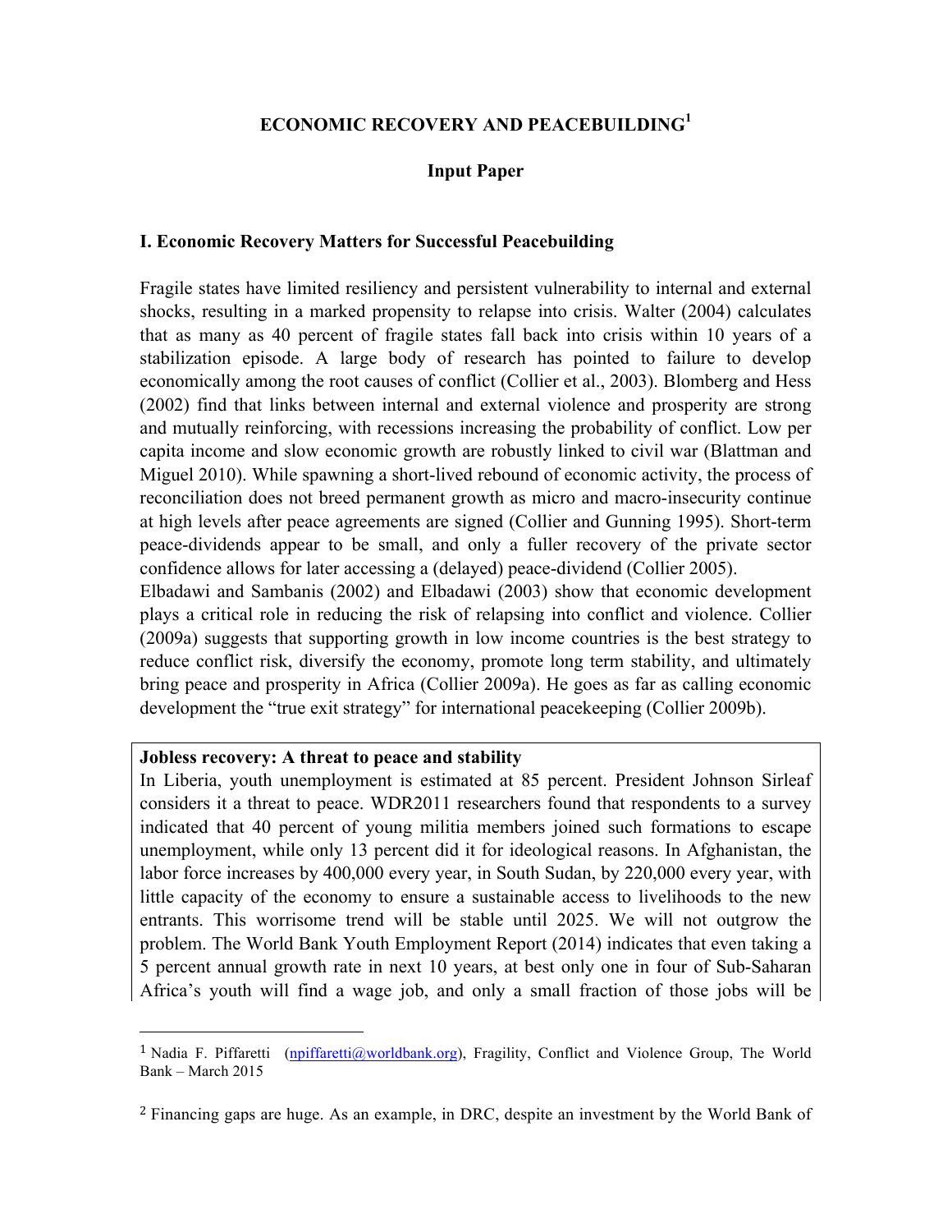# ECONOMIC RECOVERY AND PEACEBUILDING[1]

## Input Paper

### I. Economic Recovery Matters for Successful Peacebuilding

Fragile states have limited resiliency and persistent vulnerability to internal and external shocks, resulting in a marked propensity to relapse into crisis. Walter (2004) calculates that as many as 40 percent of fragile states fall back into crisis within 10 years of a stabilization episode. A large body of research has pointed to failure to develop economically among the root causes of conflict (Collier et al., 2003). Blomberg and Hess (2002) find that links between internal and external violence and prosperity are strong and mutually reinforcing, with recessions increasing the probability of conflict. Low per capita income and slow economic growth are robustly linked to civil war (Blattman and Miguel 2010). While spawning a short-lived rebound of economic activity, the process of reconciliation does not breed permanent growth as micro and macro-insecurity continue at high levels after peace agreements are signed (Collier and Gunning 1995). Short-term peace-dividends appear to be small, and only a fuller recovery of the private sector confidence allows for later accessing a (delayed) peace-dividend (Collier 2005).

Elbadawi and Sambanis (2002) and Elbadawi (2003) show that economic development plays a critical role in reducing the risk of relapsing into conflict and violence. Collier (2009a) suggests that supporting growth in low income countries is the best strategy to reduce conflict risk, diversify the economy, promote long term stability, and ultimately bring peace and prosperity in Africa (Collier 2009a). He goes as far as calling economic development the "true exit strategy" for international peacekeeping (Collier 2009b).

**Jobless recovery: A threat to peace and stability**

In Liberia, youth unemployment is estimated at 85 percent. President Johnson Sirleaf considers it a threat to peace. WDR2011 researchers found that respondents to a survey indicated that 40 percent of young militia members joined such formations to escape unemployment, while only 13 percent did it for ideological reasons. In Afghanistan, the labor force increases by 400,000 every year, in South Sudan, by 220,000 every year, with little capacity of the economy to ensure a sustainable access to livelihoods to the new entrants. This worrisome trend will be stable until 2025. We will not outgrow the problem. The World Bank Youth Employment Report (2014) indicates that even taking a 5 percent annual growth rate in next 10 years, at best only one in four of Sub-Saharan Africa's youth will find a wage job, and only a small fraction of those jobs will be

---

[1] Nadia F. Piffaretti (npiffaretti@worldbank.org), Fragility, Conflict and Violence Group, The World Bank – March 2015

[2] Financing gaps are huge. As an example, in DRC, despite an investment by the World Bank of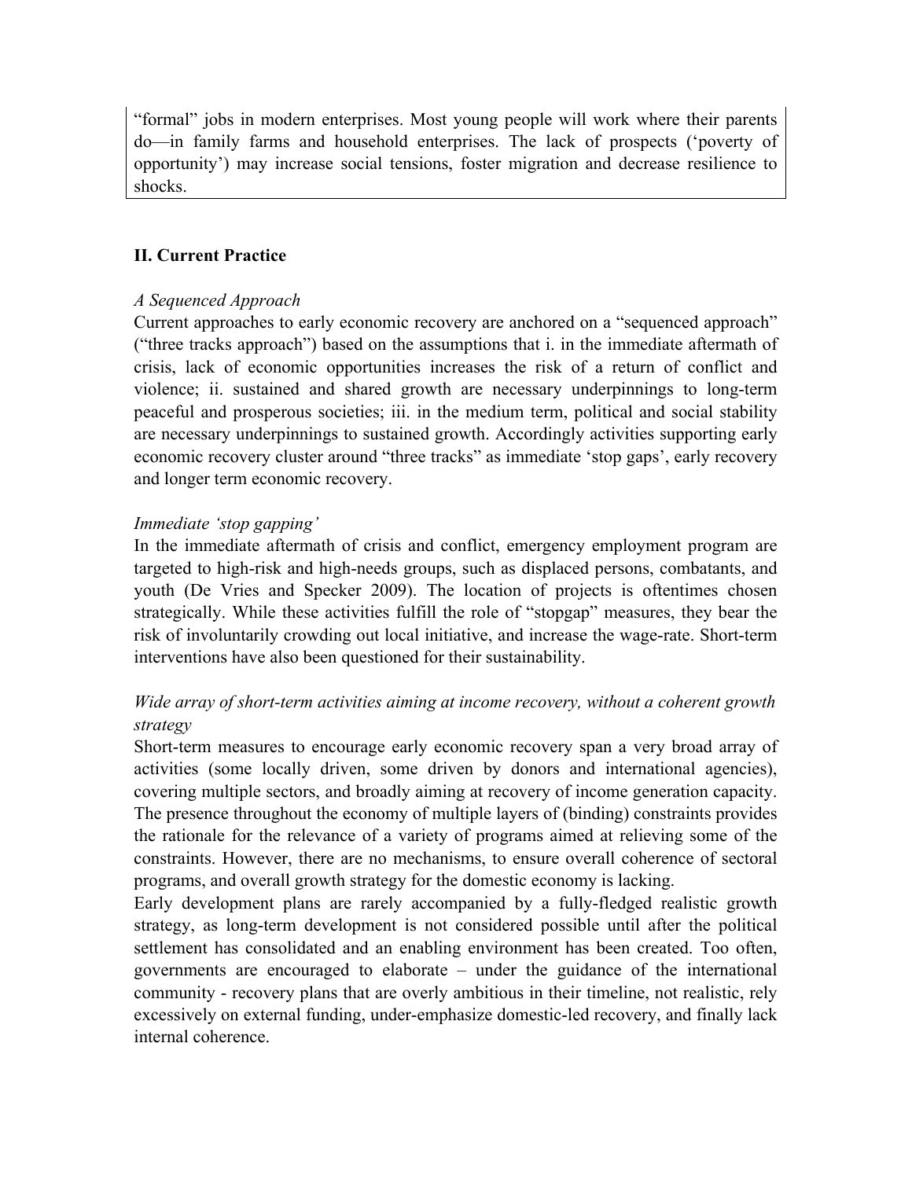"formal" jobs in modern enterprises. Most young people will work where their parents do—in family farms and household enterprises. The lack of prospects ('poverty of opportunity') may increase social tensions, foster migration and decrease resilience to shocks.

## II. Current Practice

*A Sequenced Approach*

Current approaches to early economic recovery are anchored on a "sequenced approach" ("three tracks approach") based on the assumptions that i. in the immediate aftermath of crisis, lack of economic opportunities increases the risk of a return of conflict and violence; ii. sustained and shared growth are necessary underpinnings to long-term peaceful and prosperous societies; iii. in the medium term, political and social stability are necessary underpinnings to sustained growth. Accordingly activities supporting early economic recovery cluster around "three tracks" as immediate 'stop gaps', early recovery and longer term economic recovery.

*Immediate 'stop gapping'*

In the immediate aftermath of crisis and conflict, emergency employment program are targeted to high-risk and high-needs groups, such as displaced persons, combatants, and youth (De Vries and Specker 2009). The location of projects is oftentimes chosen strategically. While these activities fulfill the role of "stopgap" measures, they bear the risk of involuntarily crowding out local initiative, and increase the wage-rate. Short-term interventions have also been questioned for their sustainability.

*Wide array of short-term activities aiming at income recovery, without a coherent growth strategy*

Short-term measures to encourage early economic recovery span a very broad array of activities (some locally driven, some driven by donors and international agencies), covering multiple sectors, and broadly aiming at recovery of income generation capacity. The presence throughout the economy of multiple layers of (binding) constraints provides the rationale for the relevance of a variety of programs aimed at relieving some of the constraints. However, there are no mechanisms, to ensure overall coherence of sectoral programs, and overall growth strategy for the domestic economy is lacking.

Early development plans are rarely accompanied by a fully-fledged realistic growth strategy, as long-term development is not considered possible until after the political settlement has consolidated and an enabling environment has been created. Too often, governments are encouraged to elaborate – under the guidance of the international community - recovery plans that are overly ambitious in their timeline, not realistic, rely excessively on external funding, under-emphasize domestic-led recovery, and finally lack internal coherence.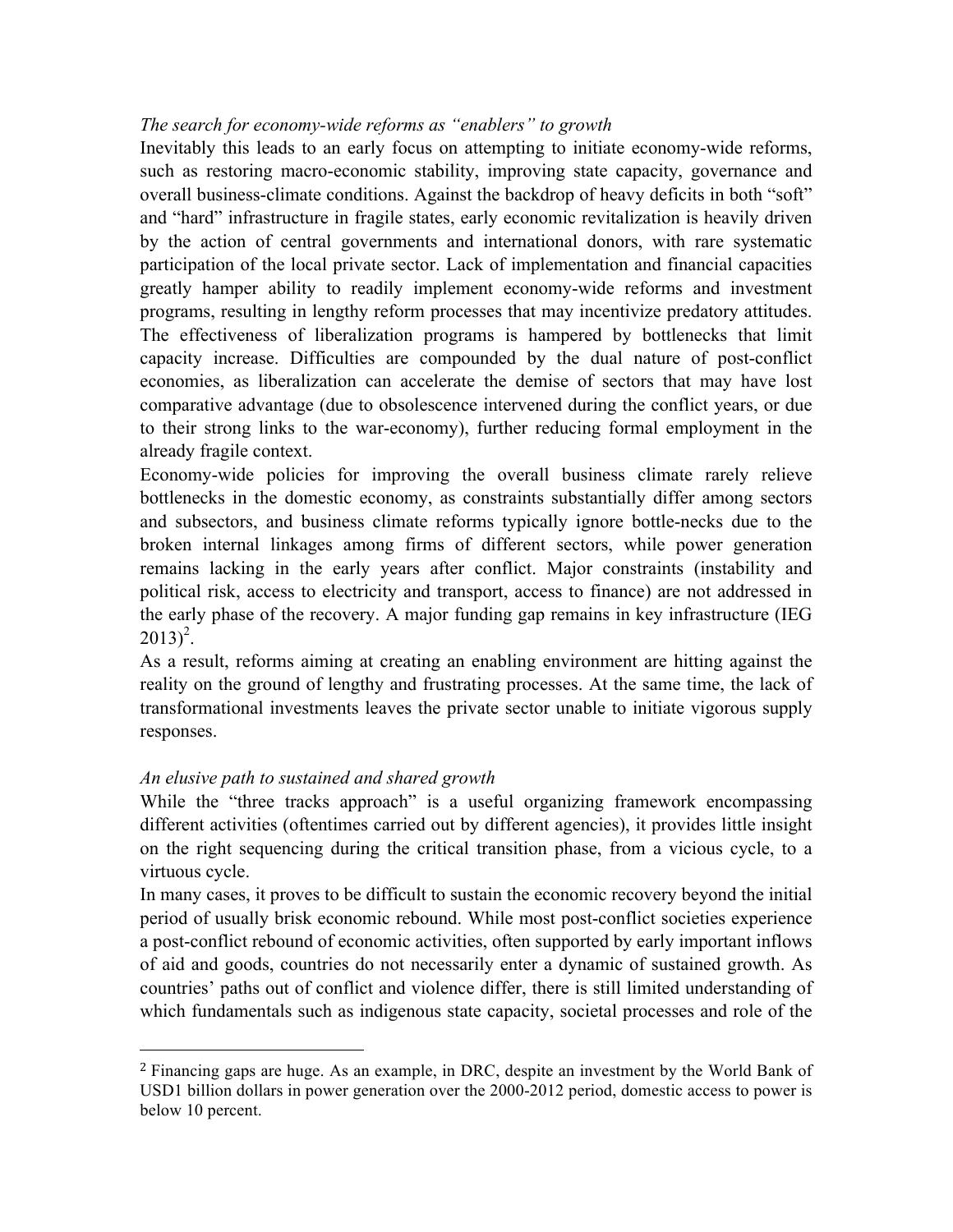*The search for economy-wide reforms as "enablers" to growth*

Inevitably this leads to an early focus on attempting to initiate economy-wide reforms, such as restoring macro-economic stability, improving state capacity, governance and overall business-climate conditions. Against the backdrop of heavy deficits in both "soft" and "hard" infrastructure in fragile states, early economic revitalization is heavily driven by the action of central governments and international donors, with rare systematic participation of the local private sector. Lack of implementation and financial capacities greatly hamper ability to readily implement economy-wide reforms and investment programs, resulting in lengthy reform processes that may incentivize predatory attitudes. The effectiveness of liberalization programs is hampered by bottlenecks that limit capacity increase. Difficulties are compounded by the dual nature of post-conflict economies, as liberalization can accelerate the demise of sectors that may have lost comparative advantage (due to obsolescence intervened during the conflict years, or due to their strong links to the war-economy), further reducing formal employment in the already fragile context.

Economy-wide policies for improving the overall business climate rarely relieve bottlenecks in the domestic economy, as constraints substantially differ among sectors and subsectors, and business climate reforms typically ignore bottle-necks due to the broken internal linkages among firms of different sectors, while power generation remains lacking in the early years after conflict. Major constraints (instability and political risk, access to electricity and transport, access to finance) are not addressed in the early phase of the recovery. A major funding gap remains in key infrastructure (IEG 2013)[2].

As a result, reforms aiming at creating an enabling environment are hitting against the reality on the ground of lengthy and frustrating processes. At the same time, the lack of transformational investments leaves the private sector unable to initiate vigorous supply responses.

*An elusive path to sustained and shared growth*

While the "three tracks approach" is a useful organizing framework encompassing different activities (oftentimes carried out by different agencies), it provides little insight on the right sequencing during the critical transition phase, from a vicious cycle, to a virtuous cycle.

In many cases, it proves to be difficult to sustain the economic recovery beyond the initial period of usually brisk economic rebound. While most post-conflict societies experience a post-conflict rebound of economic activities, often supported by early important inflows of aid and goods, countries do not necessarily enter a dynamic of sustained growth. As countries' paths out of conflict and violence differ, there is still limited understanding of which fundamentals such as indigenous state capacity, societal processes and role of the

---

[2] Financing gaps are huge. As an example, in DRC, despite an investment by the World Bank of USD1 billion dollars in power generation over the 2000-2012 period, domestic access to power is below 10 percent.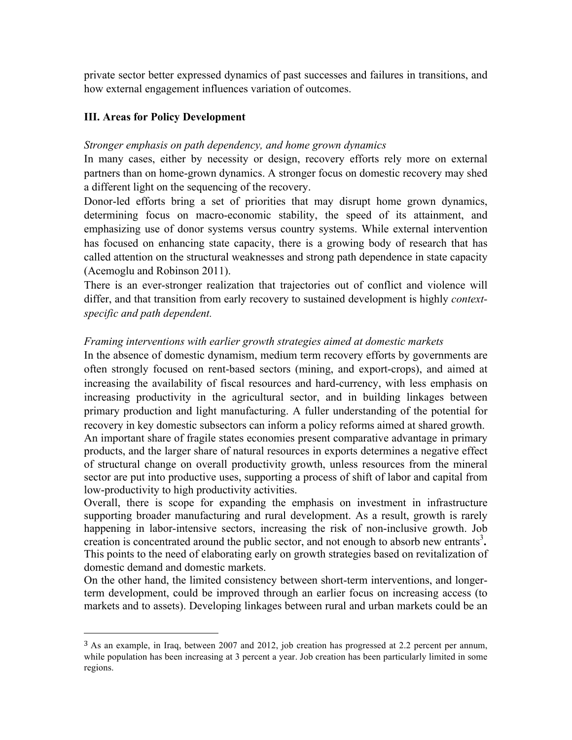private sector better expressed dynamics of past successes and failures in transitions, and how external engagement influences variation of outcomes.

## III. Areas for Policy Development

*Stronger emphasis on path dependency, and home grown dynamics*

In many cases, either by necessity or design, recovery efforts rely more on external partners than on home-grown dynamics. A stronger focus on domestic recovery may shed a different light on the sequencing of the recovery.

Donor-led efforts bring a set of priorities that may disrupt home grown dynamics, determining focus on macro-economic stability, the speed of its attainment, and emphasizing use of donor systems versus country systems. While external intervention has focused on enhancing state capacity, there is a growing body of research that has called attention on the structural weaknesses and strong path dependence in state capacity (Acemoglu and Robinson 2011).

There is an ever-stronger realization that trajectories out of conflict and violence will differ, and that transition from early recovery to sustained development is highly *context-specific and path dependent.*

*Framing interventions with earlier growth strategies aimed at domestic markets*

In the absence of domestic dynamism, medium term recovery efforts by governments are often strongly focused on rent-based sectors (mining, and export-crops), and aimed at increasing the availability of fiscal resources and hard-currency, with less emphasis on increasing productivity in the agricultural sector, and in building linkages between primary production and light manufacturing. A fuller understanding of the potential for recovery in key domestic subsectors can inform a policy reforms aimed at shared growth.

An important share of fragile states economies present comparative advantage in primary products, and the larger share of natural resources in exports determines a negative effect of structural change on overall productivity growth, unless resources from the mineral sector are put into productive uses, supporting a process of shift of labor and capital from low-productivity to high productivity activities.

Overall, there is scope for expanding the emphasis on investment in infrastructure supporting broader manufacturing and rural development. As a result, growth is rarely happening in labor-intensive sectors, increasing the risk of non-inclusive growth. Job creation is concentrated around the public sector, and not enough to absorb new entrants[3]**.** This points to the need of elaborating early on growth strategies based on revitalization of domestic demand and domestic markets.

On the other hand, the limited consistency between short-term interventions, and longer-term development, could be improved through an earlier focus on increasing access (to markets and to assets). Developing linkages between rural and urban markets could be an

[3] As an example, in Iraq, between 2007 and 2012, job creation has progressed at 2.2 percent per annum, while population has been increasing at 3 percent a year. Job creation has been particularly limited in some regions.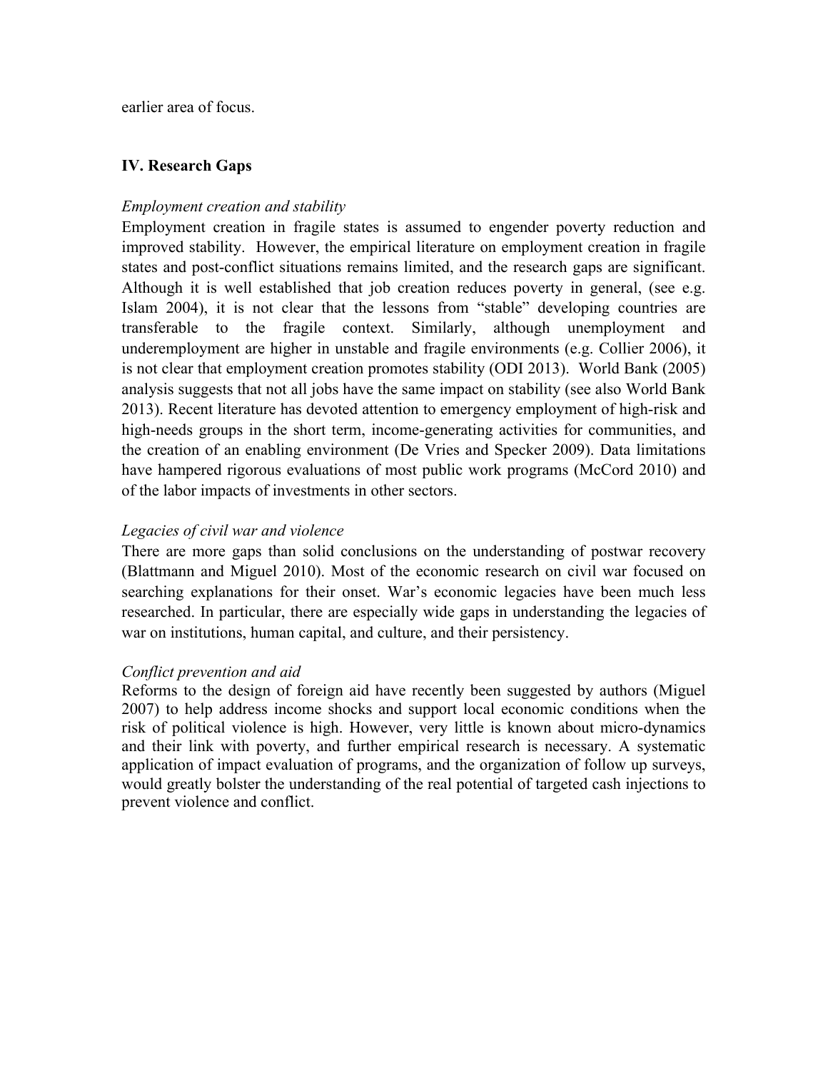earlier area of focus.

## IV. Research Gaps

*Employment creation and stability*

Employment creation in fragile states is assumed to engender poverty reduction and improved stability. However, the empirical literature on employment creation in fragile states and post-conflict situations remains limited, and the research gaps are significant. Although it is well established that job creation reduces poverty in general, (see e.g. Islam 2004), it is not clear that the lessons from "stable" developing countries are transferable to the fragile context. Similarly, although unemployment and underemployment are higher in unstable and fragile environments (e.g. Collier 2006), it is not clear that employment creation promotes stability (ODI 2013). World Bank (2005) analysis suggests that not all jobs have the same impact on stability (see also World Bank 2013). Recent literature has devoted attention to emergency employment of high-risk and high-needs groups in the short term, income-generating activities for communities, and the creation of an enabling environment (De Vries and Specker 2009). Data limitations have hampered rigorous evaluations of most public work programs (McCord 2010) and of the labor impacts of investments in other sectors.

*Legacies of civil war and violence*

There are more gaps than solid conclusions on the understanding of postwar recovery (Blattmann and Miguel 2010). Most of the economic research on civil war focused on searching explanations for their onset. War's economic legacies have been much less researched. In particular, there are especially wide gaps in understanding the legacies of war on institutions, human capital, and culture, and their persistency.

*Conflict prevention and aid*

Reforms to the design of foreign aid have recently been suggested by authors (Miguel 2007) to help address income shocks and support local economic conditions when the risk of political violence is high. However, very little is known about micro-dynamics and their link with poverty, and further empirical research is necessary. A systematic application of impact evaluation of programs, and the organization of follow up surveys, would greatly bolster the understanding of the real potential of targeted cash injections to prevent violence and conflict.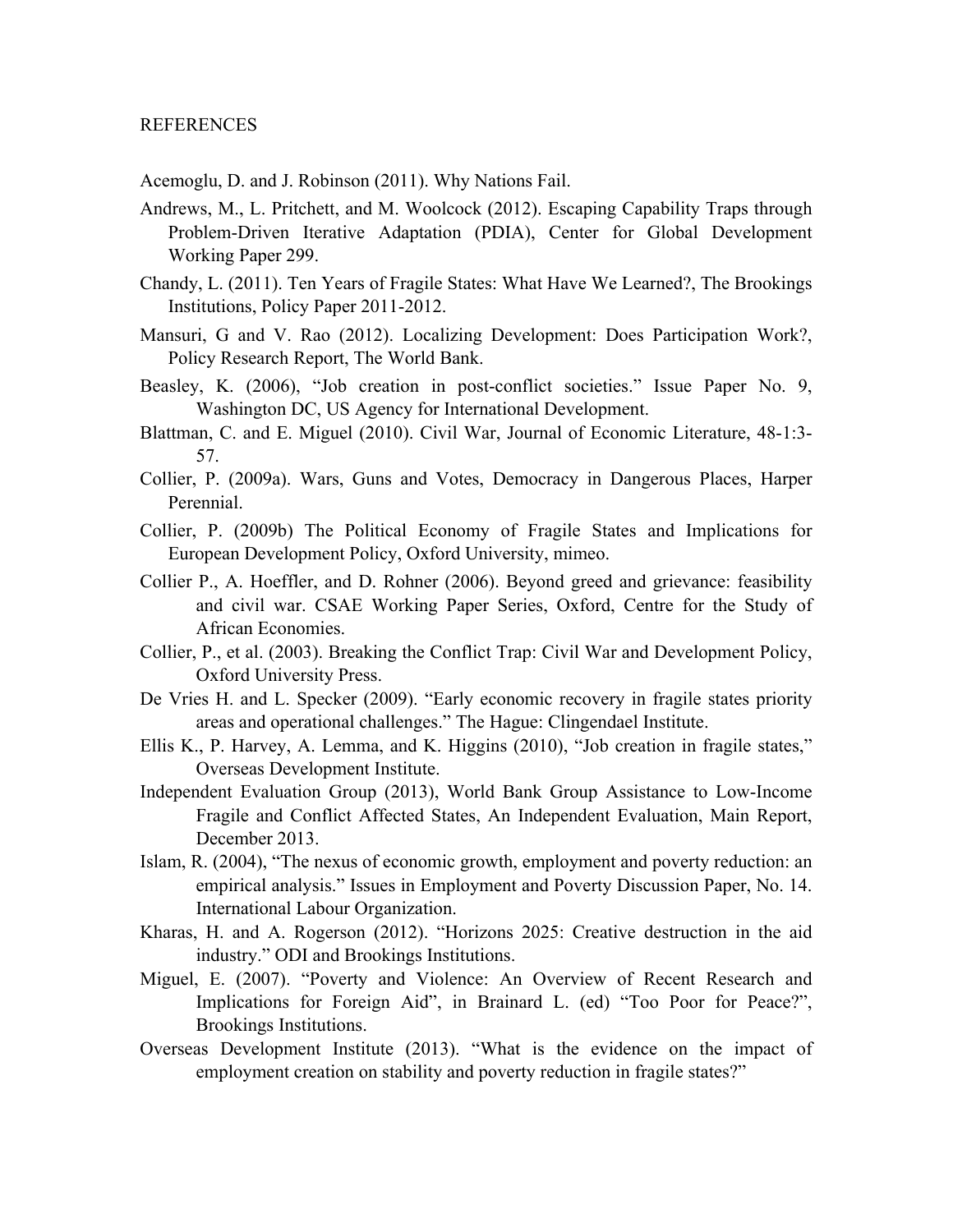## REFERENCES

Acemoglu, D. and J. Robinson (2011). Why Nations Fail.

Andrews, M., L. Pritchett, and M. Woolcock (2012). Escaping Capability Traps through Problem-Driven Iterative Adaptation (PDIA), Center for Global Development Working Paper 299.

Chandy, L. (2011). Ten Years of Fragile States: What Have We Learned?, The Brookings Institutions, Policy Paper 2011-2012.

Mansuri, G and V. Rao (2012). Localizing Development: Does Participation Work?, Policy Research Report, The World Bank.

Beasley, K. (2006), "Job creation in post-conflict societies." Issue Paper No. 9, Washington DC, US Agency for International Development.

Blattman, C. and E. Miguel (2010). Civil War, Journal of Economic Literature, 48-1:3-57.

Collier, P. (2009a). Wars, Guns and Votes, Democracy in Dangerous Places, Harper Perennial.

Collier, P. (2009b) The Political Economy of Fragile States and Implications for European Development Policy, Oxford University, mimeo.

Collier P., A. Hoeffler, and D. Rohner (2006). Beyond greed and grievance: feasibility and civil war. CSAE Working Paper Series, Oxford, Centre for the Study of African Economies.

Collier, P., et al. (2003). Breaking the Conflict Trap: Civil War and Development Policy, Oxford University Press.

De Vries H. and L. Specker (2009). "Early economic recovery in fragile states priority areas and operational challenges." The Hague: Clingendael Institute.

Ellis K., P. Harvey, A. Lemma, and K. Higgins (2010), "Job creation in fragile states," Overseas Development Institute.

Independent Evaluation Group (2013), World Bank Group Assistance to Low-Income Fragile and Conflict Affected States, An Independent Evaluation, Main Report, December 2013.

Islam, R. (2004), "The nexus of economic growth, employment and poverty reduction: an empirical analysis." Issues in Employment and Poverty Discussion Paper, No. 14. International Labour Organization.

Kharas, H. and A. Rogerson (2012). "Horizons 2025: Creative destruction in the aid industry." ODI and Brookings Institutions.

Miguel, E. (2007). "Poverty and Violence: An Overview of Recent Research and Implications for Foreign Aid", in Brainard L. (ed) "Too Poor for Peace?", Brookings Institutions.

Overseas Development Institute (2013). "What is the evidence on the impact of employment creation on stability and poverty reduction in fragile states?"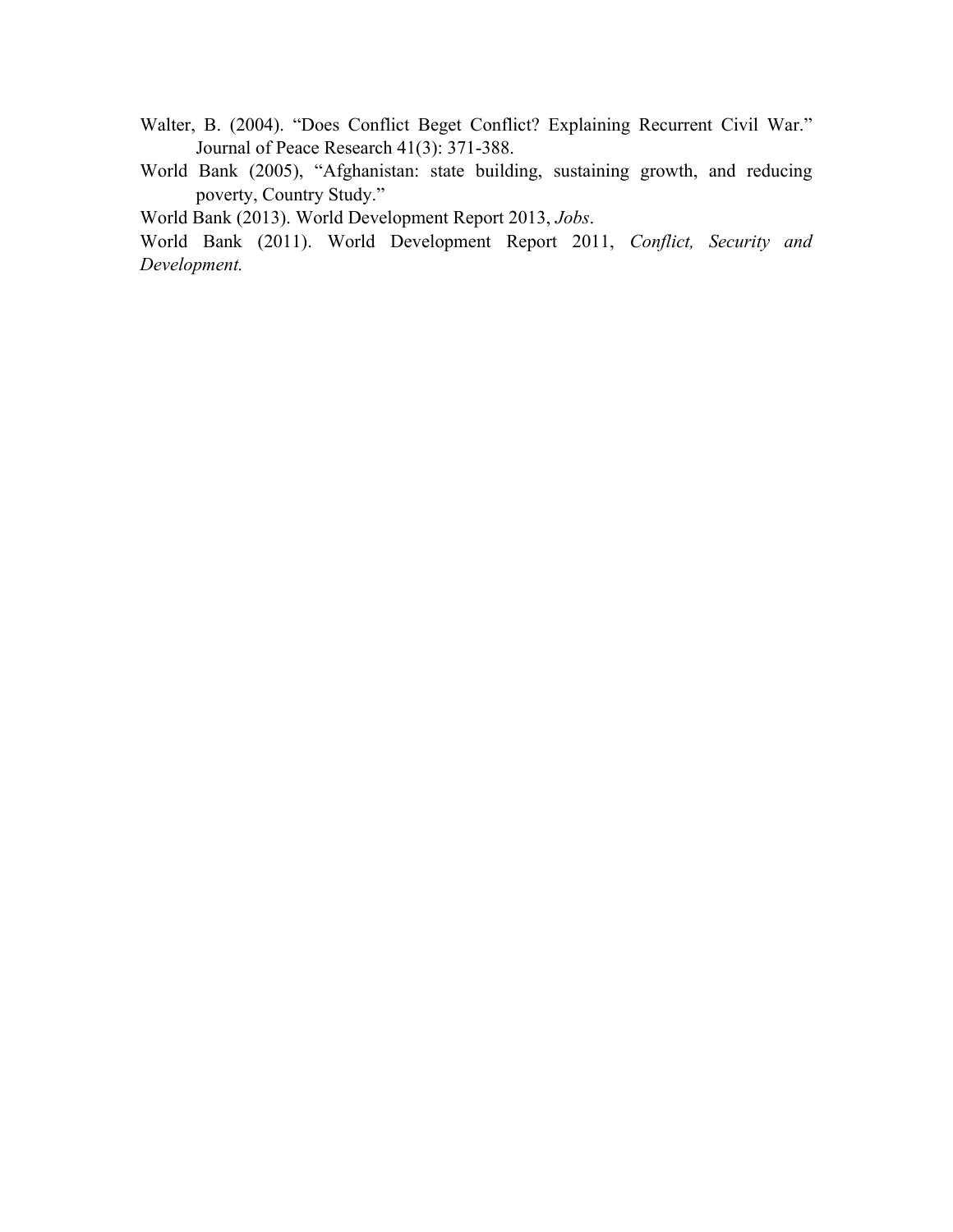Walter, B. (2004). "Does Conflict Beget Conflict? Explaining Recurrent Civil War." Journal of Peace Research 41(3): 371-388.

World Bank (2005), "Afghanistan: state building, sustaining growth, and reducing poverty, Country Study."

World Bank (2013). World Development Report 2013, *Jobs*.

World Bank (2011). World Development Report 2011, *Conflict, Security and Development.*